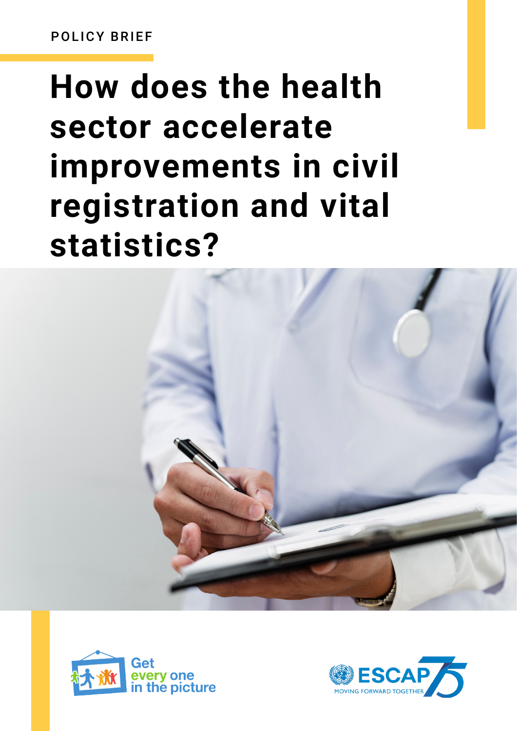POLICY BRIEF

# How does the health sector accelerate improvements in civil registration and vital statistics?

Get every one in the picture

ESCAP 75 MOVING FORWARD TOGETHER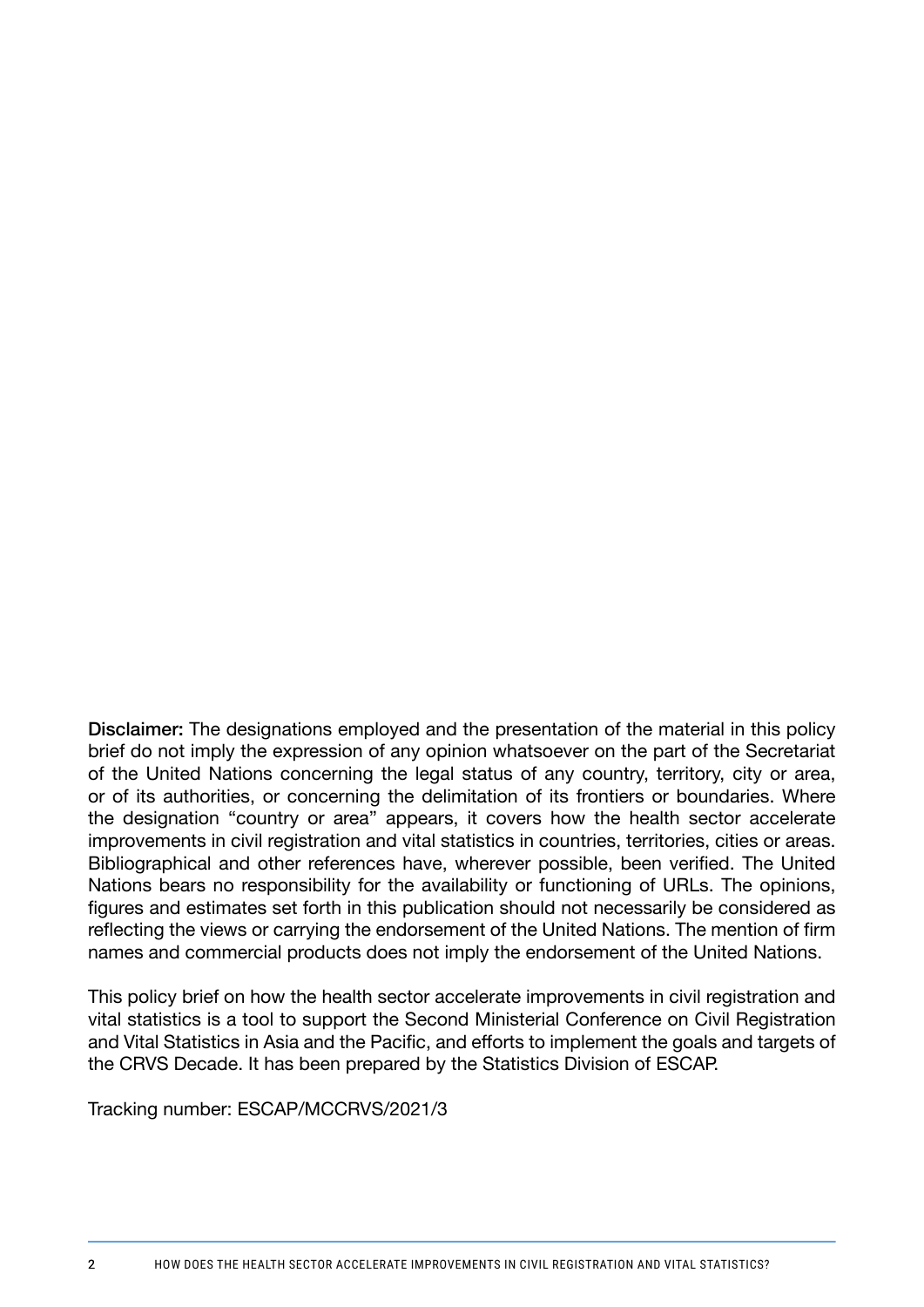**Disclaimer:** The designations employed and the presentation of the material in this policy brief do not imply the expression of any opinion whatsoever on the part of the Secretariat of the United Nations concerning the legal status of any country, territory, city or area, or of its authorities, or concerning the delimitation of its frontiers or boundaries. Where the designation "country or area" appears, it covers how the health sector accelerate improvements in civil registration and vital statistics in countries, territories, cities or areas. Bibliographical and other references have, wherever possible, been verified. The United Nations bears no responsibility for the availability or functioning of URLs. The opinions, figures and estimates set forth in this publication should not necessarily be considered as reflecting the views or carrying the endorsement of the United Nations. The mention of firm names and commercial products does not imply the endorsement of the United Nations.

This policy brief on how the health sector accelerate improvements in civil registration and vital statistics is a tool to support the Second Ministerial Conference on Civil Registration and Vital Statistics in Asia and the Pacific, and efforts to implement the goals and targets of the CRVS Decade. It has been prepared by the Statistics Division of ESCAP.

Tracking number: ESCAP/MCCRVS/2021/3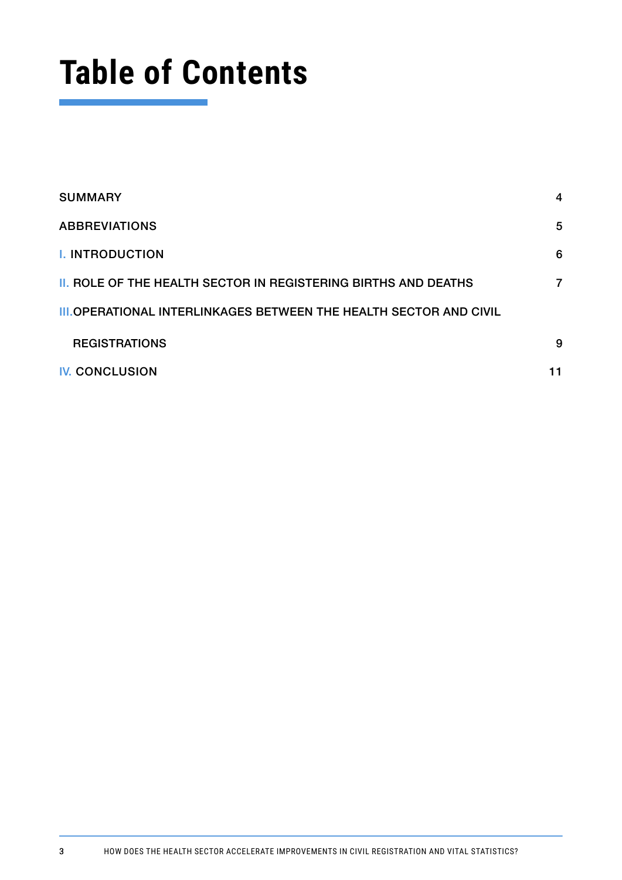# Table of Contents

| | |
|---|---|
| SUMMARY | 4 |
| ABBREVIATIONS | 5 |
| I. INTRODUCTION | 6 |
| II. ROLE OF THE HEALTH SECTOR IN REGISTERING BIRTHS AND DEATHS | 7 |
| III. OPERATIONAL INTERLINKAGES BETWEEN THE HEALTH SECTOR AND CIVIL REGISTRATIONS | 9 |
| IV. CONCLUSION | 11 |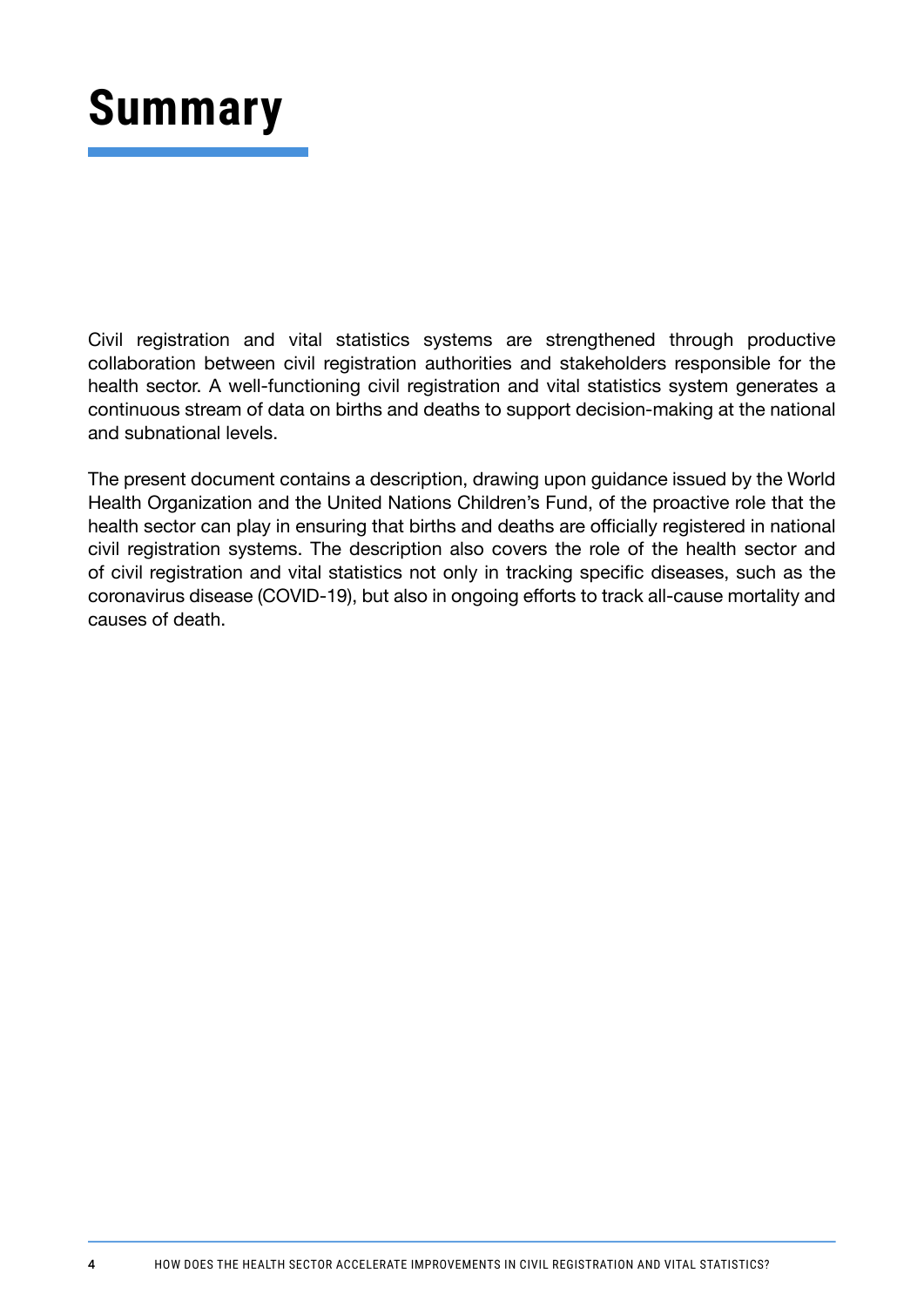# Summary

Civil registration and vital statistics systems are strengthened through productive collaboration between civil registration authorities and stakeholders responsible for the health sector. A well-functioning civil registration and vital statistics system generates a continuous stream of data on births and deaths to support decision-making at the national and subnational levels.

The present document contains a description, drawing upon guidance issued by the World Health Organization and the United Nations Children's Fund, of the proactive role that the health sector can play in ensuring that births and deaths are officially registered in national civil registration systems. The description also covers the role of the health sector and of civil registration and vital statistics not only in tracking specific diseases, such as the coronavirus disease (COVID-19), but also in ongoing efforts to track all-cause mortality and causes of death.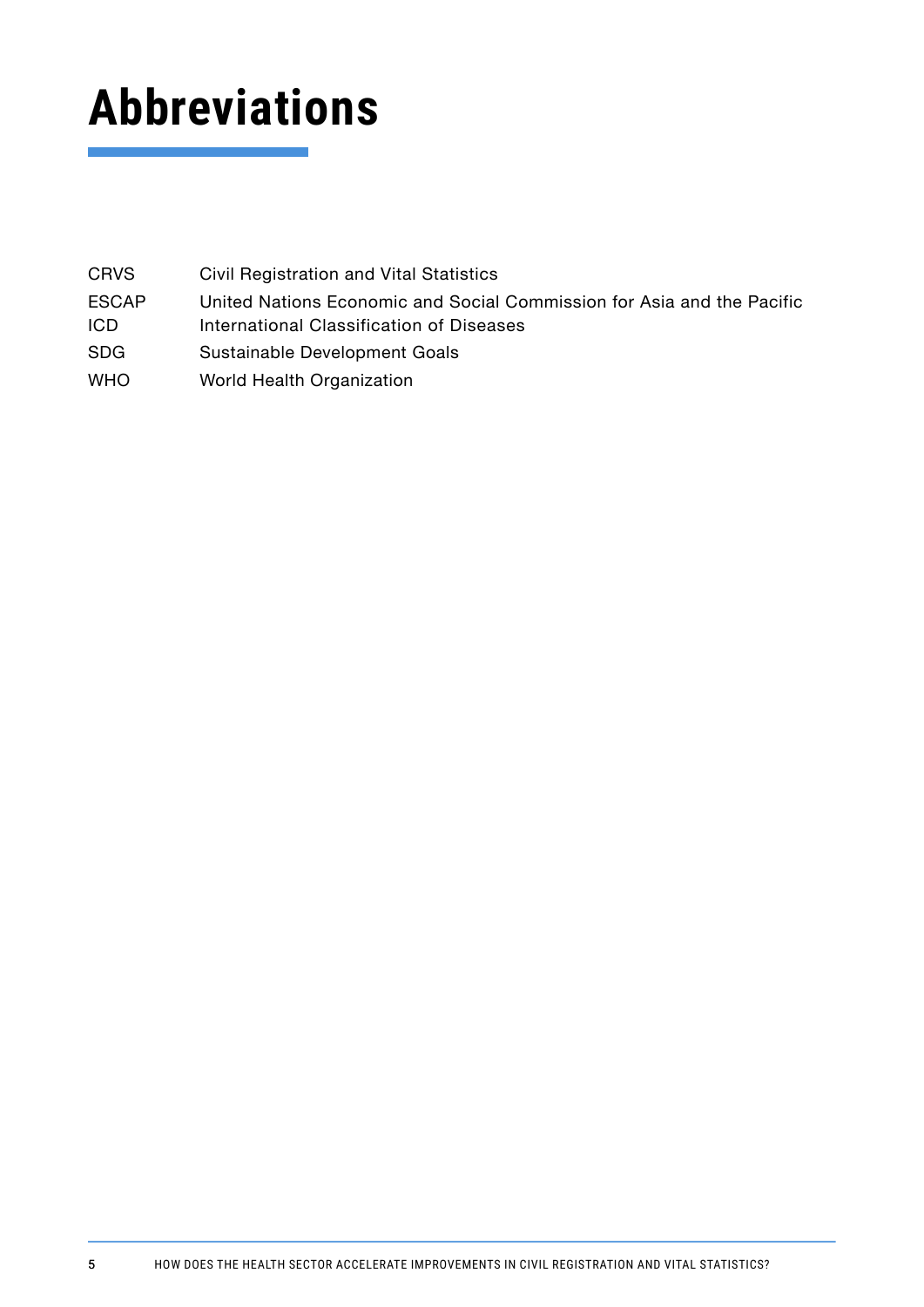# Abbreviations

| | |
|---|---|
| CRVS | Civil Registration and Vital Statistics |
| ESCAP | United Nations Economic and Social Commission for Asia and the Pacific |
| ICD | International Classification of Diseases |
| SDG | Sustainable Development Goals |
| WHO | World Health Organization |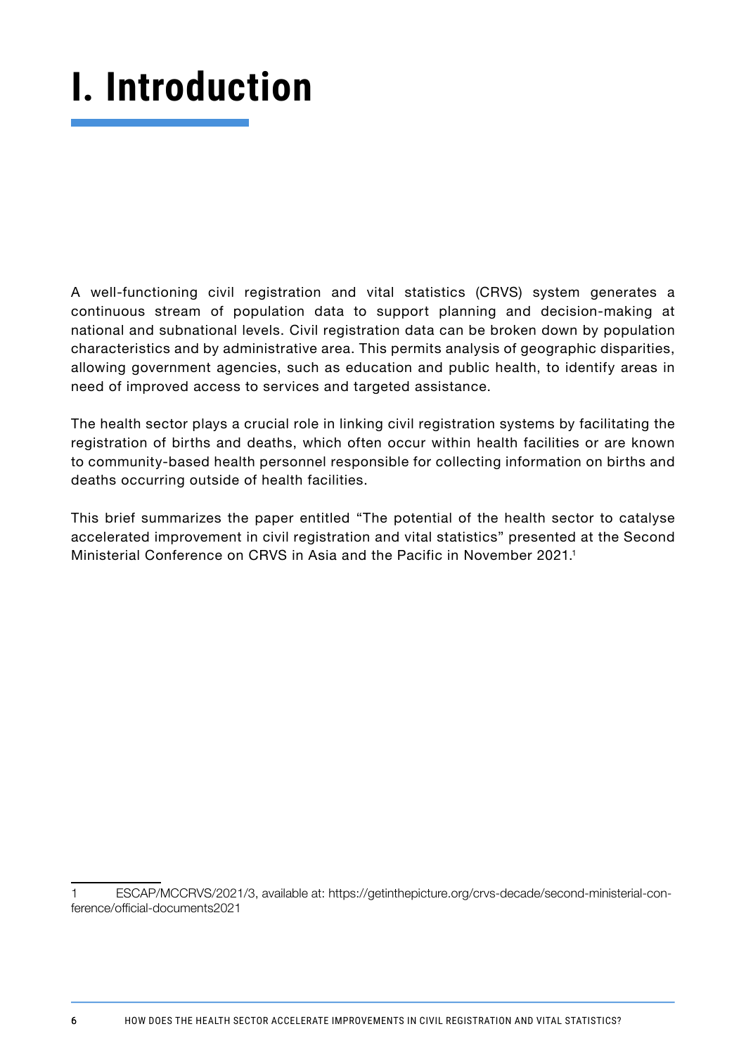# I. Introduction

A well-functioning civil registration and vital statistics (CRVS) system generates a continuous stream of population data to support planning and decision-making at national and subnational levels. Civil registration data can be broken down by population characteristics and by administrative area. This permits analysis of geographic disparities, allowing government agencies, such as education and public health, to identify areas in need of improved access to services and targeted assistance.

The health sector plays a crucial role in linking civil registration systems by facilitating the registration of births and deaths, which often occur within health facilities or are known to community-based health personnel responsible for collecting information on births and deaths occurring outside of health facilities.

This brief summarizes the paper entitled "The potential of the health sector to catalyse accelerated improvement in civil registration and vital statistics" presented at the Second Ministerial Conference on CRVS in Asia and the Pacific in November 2021.[1]

---

1 ESCAP/MCCRVS/2021/3, available at: https://getinthepicture.org/crvs-decade/second-ministerial-conference/official-documents2021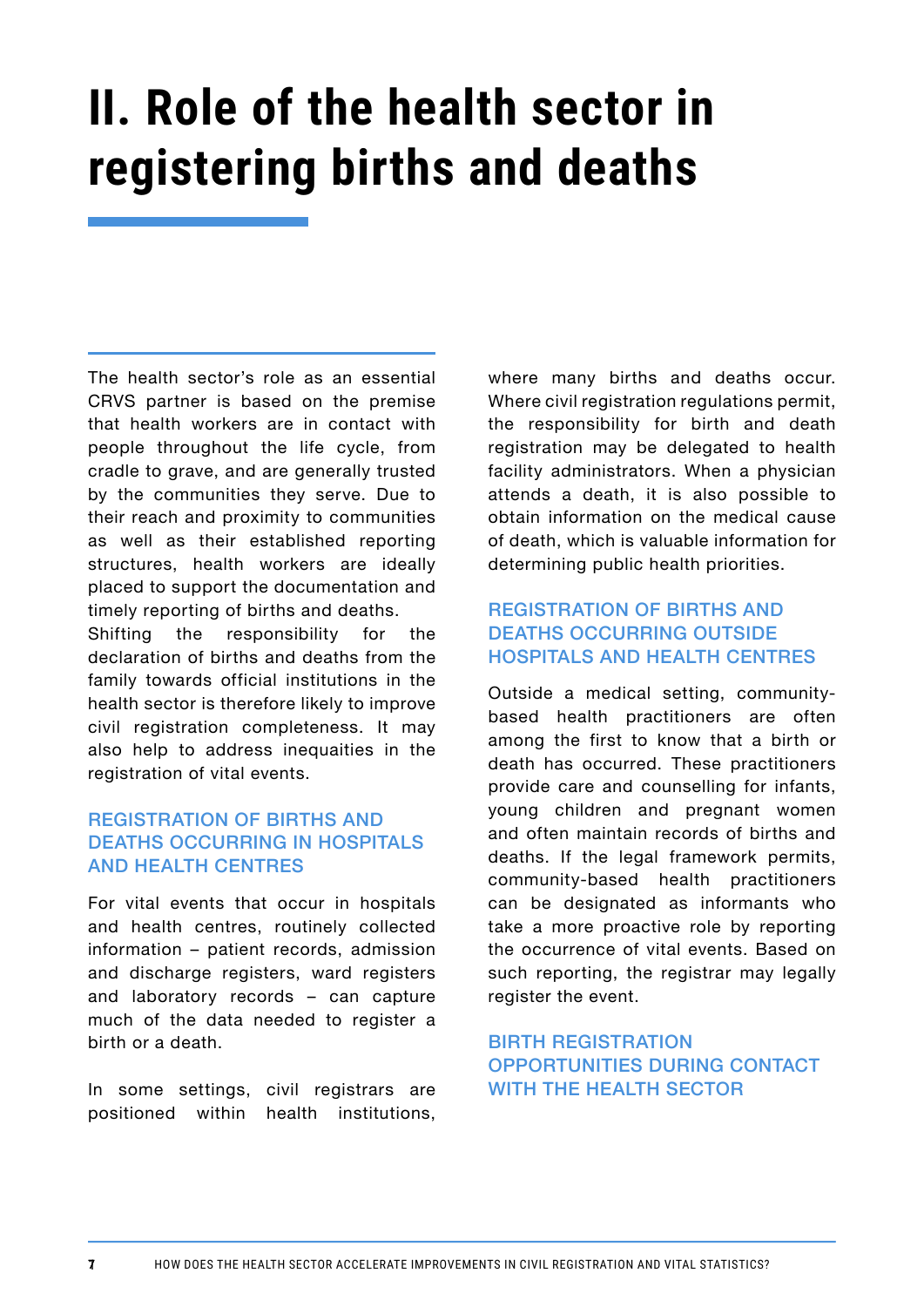# II. Role of the health sector in registering births and deaths

The health sector's role as an essential CRVS partner is based on the premise that health workers are in contact with people throughout the life cycle, from cradle to grave, and are generally trusted by the communities they serve. Due to their reach and proximity to communities as well as their established reporting structures, health workers are ideally placed to support the documentation and timely reporting of births and deaths.
Shifting the responsibility for the declaration of births and deaths from the family towards official institutions in the health sector is therefore likely to improve civil registration completeness. It may also help to address inequities in the registration of vital events.

### REGISTRATION OF BIRTHS AND DEATHS OCCURRING IN HOSPITALS AND HEALTH CENTRES

For vital events that occur in hospitals and health centres, routinely collected information – patient records, admission and discharge registers, ward registers and laboratory records – can capture much of the data needed to register a birth or a death.

In some settings, civil registrars are positioned within health institutions, where many births and deaths occur. Where civil registration regulations permit, the responsibility for birth and death registration may be delegated to health facility administrators. When a physician attends a death, it is also possible to obtain information on the medical cause of death, which is valuable information for determining public health priorities.

### REGISTRATION OF BIRTHS AND DEATHS OCCURRING OUTSIDE HOSPITALS AND HEALTH CENTRES

Outside a medical setting, community-based health practitioners are often among the first to know that a birth or death has occurred. These practitioners provide care and counselling for infants, young children and pregnant women and often maintain records of births and deaths. If the legal framework permits, community-based health practitioners can be designated as informants who take a more proactive role by reporting the occurrence of vital events. Based on such reporting, the registrar may legally register the event.

### BIRTH REGISTRATION OPPORTUNITIES DURING CONTACT WITH THE HEALTH SECTOR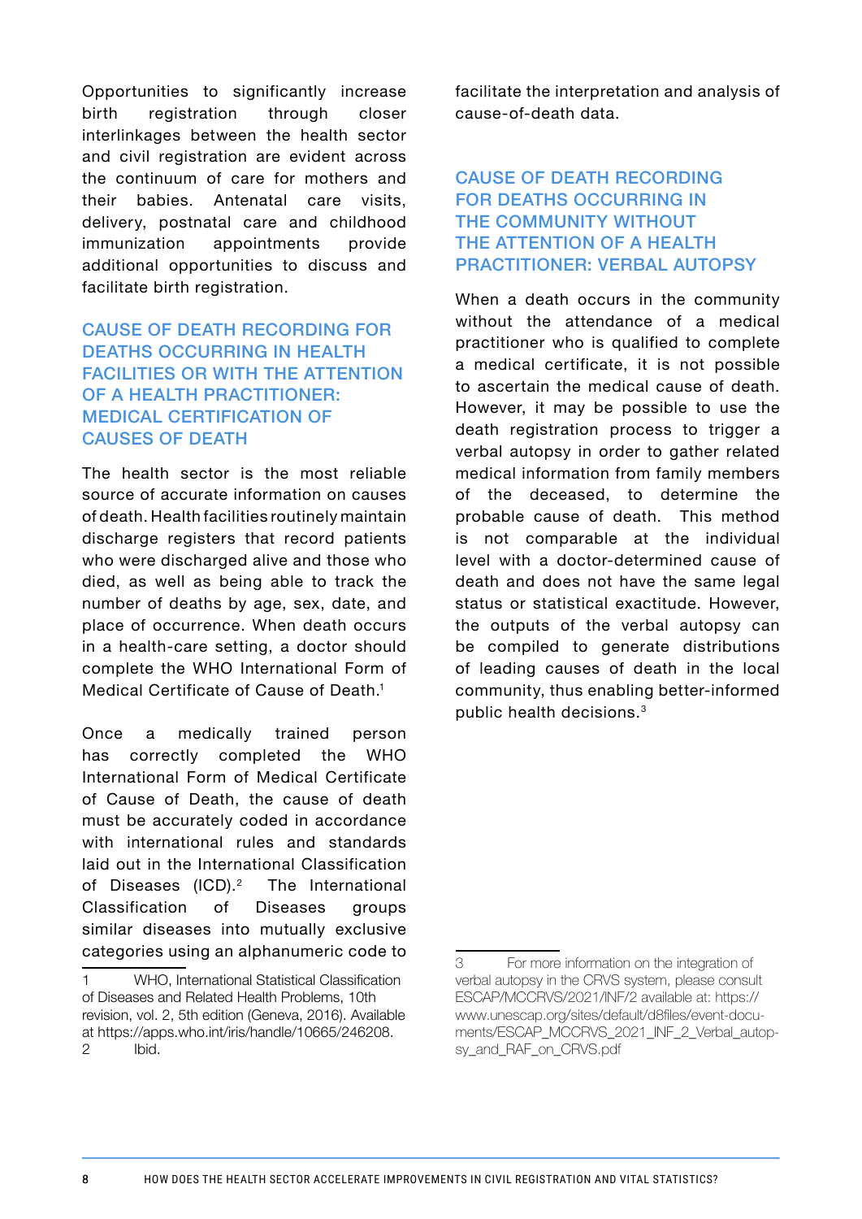Opportunities to significantly increase birth registration through closer interlinkages between the health sector and civil registration are evident across the continuum of care for mothers and their babies. Antenatal care visits, delivery, postnatal care and childhood immunization appointments provide additional opportunities to discuss and facilitate birth registration.

## CAUSE OF DEATH RECORDING FOR DEATHS OCCURRING IN HEALTH FACILITIES OR WITH THE ATTENTION OF A HEALTH PRACTITIONER: MEDICAL CERTIFICATION OF CAUSES OF DEATH

The health sector is the most reliable source of accurate information on causes of death. Health facilities routinely maintain discharge registers that record patients who were discharged alive and those who died, as well as being able to track the number of deaths by age, sex, date, and place of occurrence. When death occurs in a health-care setting, a doctor should complete the WHO International Form of Medical Certificate of Cause of Death.[1]

Once a medically trained person has correctly completed the WHO International Form of Medical Certificate of Cause of Death, the cause of death must be accurately coded in accordance with international rules and standards laid out in the International Classification of Diseases (ICD).[2] The International Classification of Diseases groups similar diseases into mutually exclusive categories using an alphanumeric code to facilitate the interpretation and analysis of cause-of-death data.

## CAUSE OF DEATH RECORDING FOR DEATHS OCCURRING IN THE COMMUNITY WITHOUT THE ATTENTION OF A HEALTH PRACTITIONER: VERBAL AUTOPSY

When a death occurs in the community without the attendance of a medical practitioner who is qualified to complete a medical certificate, it is not possible to ascertain the medical cause of death. However, it may be possible to use the death registration process to trigger a verbal autopsy in order to gather related medical information from family members of the deceased, to determine the probable cause of death. This method is not comparable at the individual level with a doctor-determined cause of death and does not have the same legal status or statistical exactitude. However, the outputs of the verbal autopsy can be compiled to generate distributions of leading causes of death in the local community, thus enabling better-informed public health decisions.[3]

---

1 WHO, International Statistical Classification of Diseases and Related Health Problems, 10th revision, vol. 2, 5th edition (Geneva, 2016). Available at https://apps.who.int/iris/handle/10665/246208.

2 Ibid.

3 For more information on the integration of verbal autopsy in the CRVS system, please consult ESCAP/MCCRVS/2021/INF/2 available at: https://www.unescap.org/sites/default/d8files/event-documents/ESCAP_MCCRVS_2021_INF_2_Verbal_autopsy_and_RAF_on_CRVS.pdf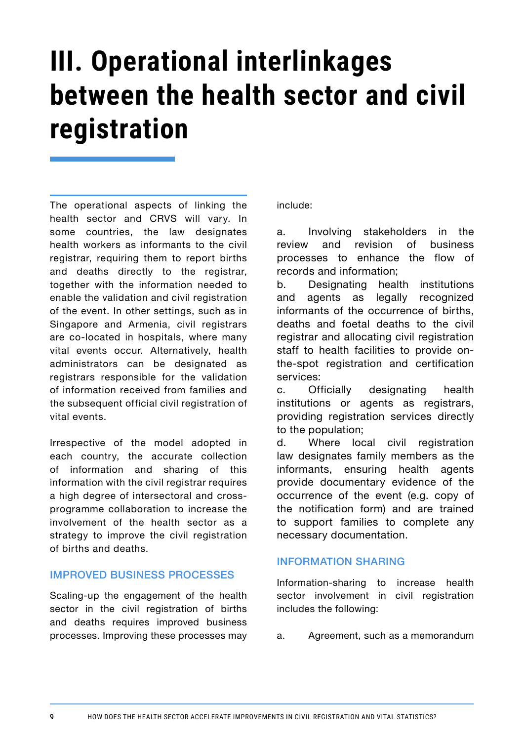# III. Operational interlinkages between the health sector and civil registration

The operational aspects of linking the health sector and CRVS will vary. In some countries, the law designates health workers as informants to the civil registrar, requiring them to report births and deaths directly to the registrar, together with the information needed to enable the validation and civil registration of the event. In other settings, such as in Singapore and Armenia, civil registrars are co-located in hospitals, where many vital events occur. Alternatively, health administrators can be designated as registrars responsible for the validation of information received from families and the subsequent official civil registration of vital events.

Irrespective of the model adopted in each country, the accurate collection of information and sharing of this information with the civil registrar requires a high degree of intersectoral and cross-programme collaboration to increase the involvement of the health sector as a strategy to improve the civil registration of births and deaths.

## IMPROVED BUSINESS PROCESSES

Scaling-up the engagement of the health sector in the civil registration of births and deaths requires improved business processes. Improving these processes may include:

a. Involving stakeholders in the review and revision of business processes to enhance the flow of records and information;

b. Designating health institutions and agents as legally recognized informants of the occurrence of births, deaths and foetal deaths to the civil registrar and allocating civil registration staff to health facilities to provide on-the-spot registration and certification services:

c. Officially designating health institutions or agents as registrars, providing registration services directly to the population;

d. Where local civil registration law designates family members as the informants, ensuring health agents provide documentary evidence of the occurrence of the event (e.g. copy of the notification form) and are trained to support families to complete any necessary documentation.

## INFORMATION SHARING

Information-sharing to increase health sector involvement in civil registration includes the following:

a. Agreement, such as a memorandum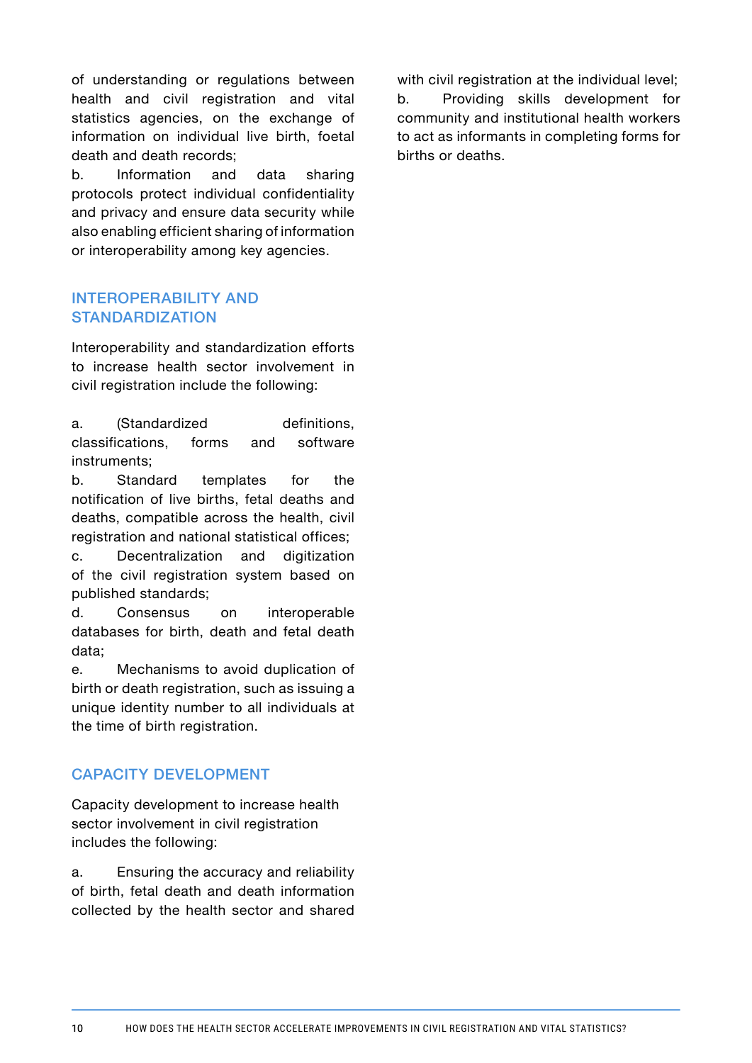of understanding or regulations between health and civil registration and vital statistics agencies, on the exchange of information on individual live birth, foetal death and death records;

b. Information and data sharing protocols protect individual confidentiality and privacy and ensure data security while also enabling efficient sharing of information or interoperability among key agencies.

## INTEROPERABILITY AND STANDARDIZATION

Interoperability and standardization efforts to increase health sector involvement in civil registration include the following:

a. (Standardized definitions, classifications, forms and software instruments;

b. Standard templates for the notification of live births, fetal deaths and deaths, compatible across the health, civil registration and national statistical offices;

c. Decentralization and digitization of the civil registration system based on published standards;

d. Consensus on interoperable databases for birth, death and fetal death data;

e. Mechanisms to avoid duplication of birth or death registration, such as issuing a unique identity number to all individuals at the time of birth registration.

## CAPACITY DEVELOPMENT

Capacity development to increase health sector involvement in civil registration includes the following:

a. Ensuring the accuracy and reliability of birth, fetal death and death information collected by the health sector and shared with civil registration at the individual level;

b. Providing skills development for community and institutional health workers to act as informants in completing forms for births or deaths.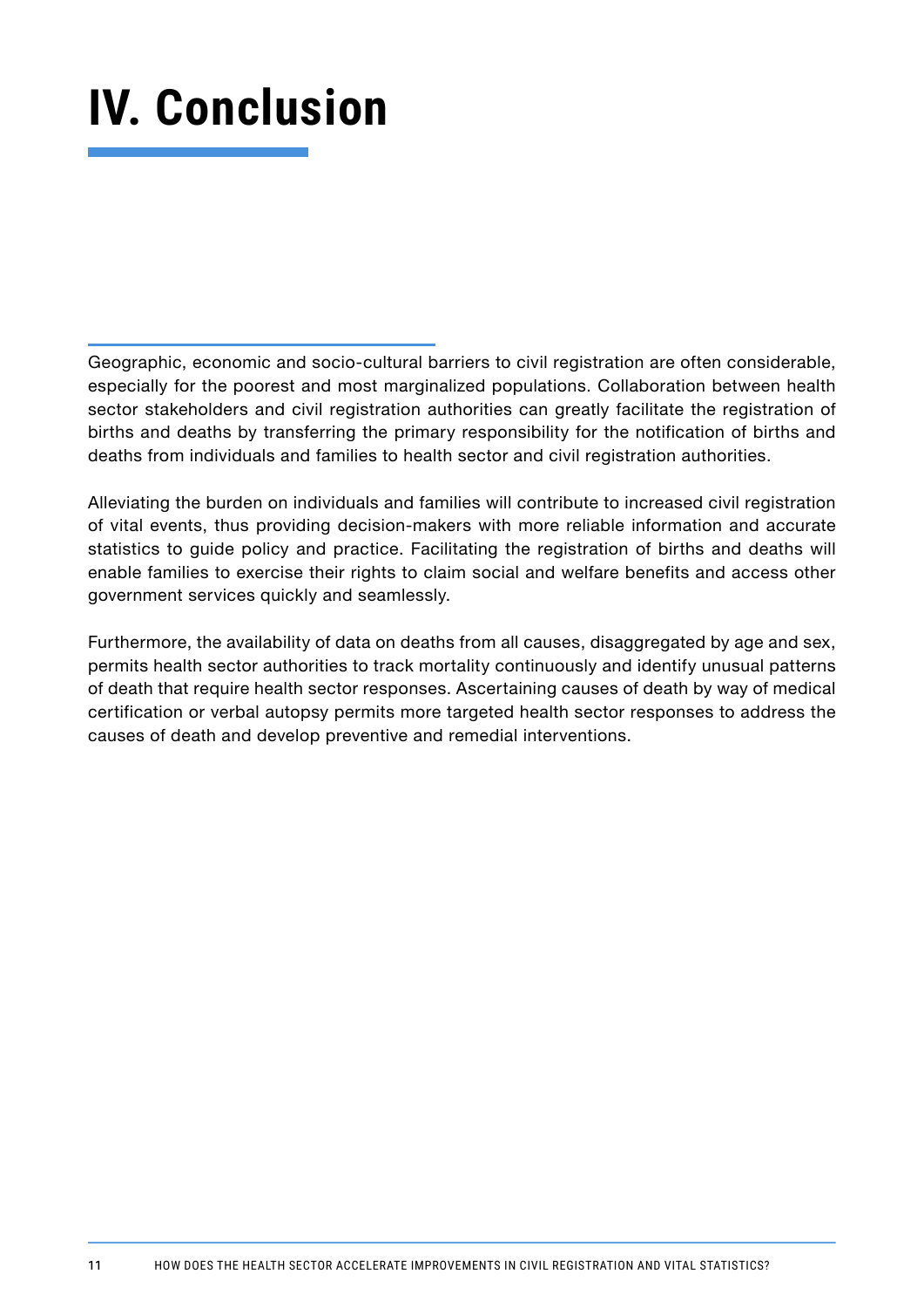# IV. Conclusion

Geographic, economic and socio-cultural barriers to civil registration are often considerable, especially for the poorest and most marginalized populations. Collaboration between health sector stakeholders and civil registration authorities can greatly facilitate the registration of births and deaths by transferring the primary responsibility for the notification of births and deaths from individuals and families to health sector and civil registration authorities.

Alleviating the burden on individuals and families will contribute to increased civil registration of vital events, thus providing decision-makers with more reliable information and accurate statistics to guide policy and practice. Facilitating the registration of births and deaths will enable families to exercise their rights to claim social and welfare benefits and access other government services quickly and seamlessly.

Furthermore, the availability of data on deaths from all causes, disaggregated by age and sex, permits health sector authorities to track mortality continuously and identify unusual patterns of death that require health sector responses. Ascertaining causes of death by way of medical certification or verbal autopsy permits more targeted health sector responses to address the causes of death and develop preventive and remedial interventions.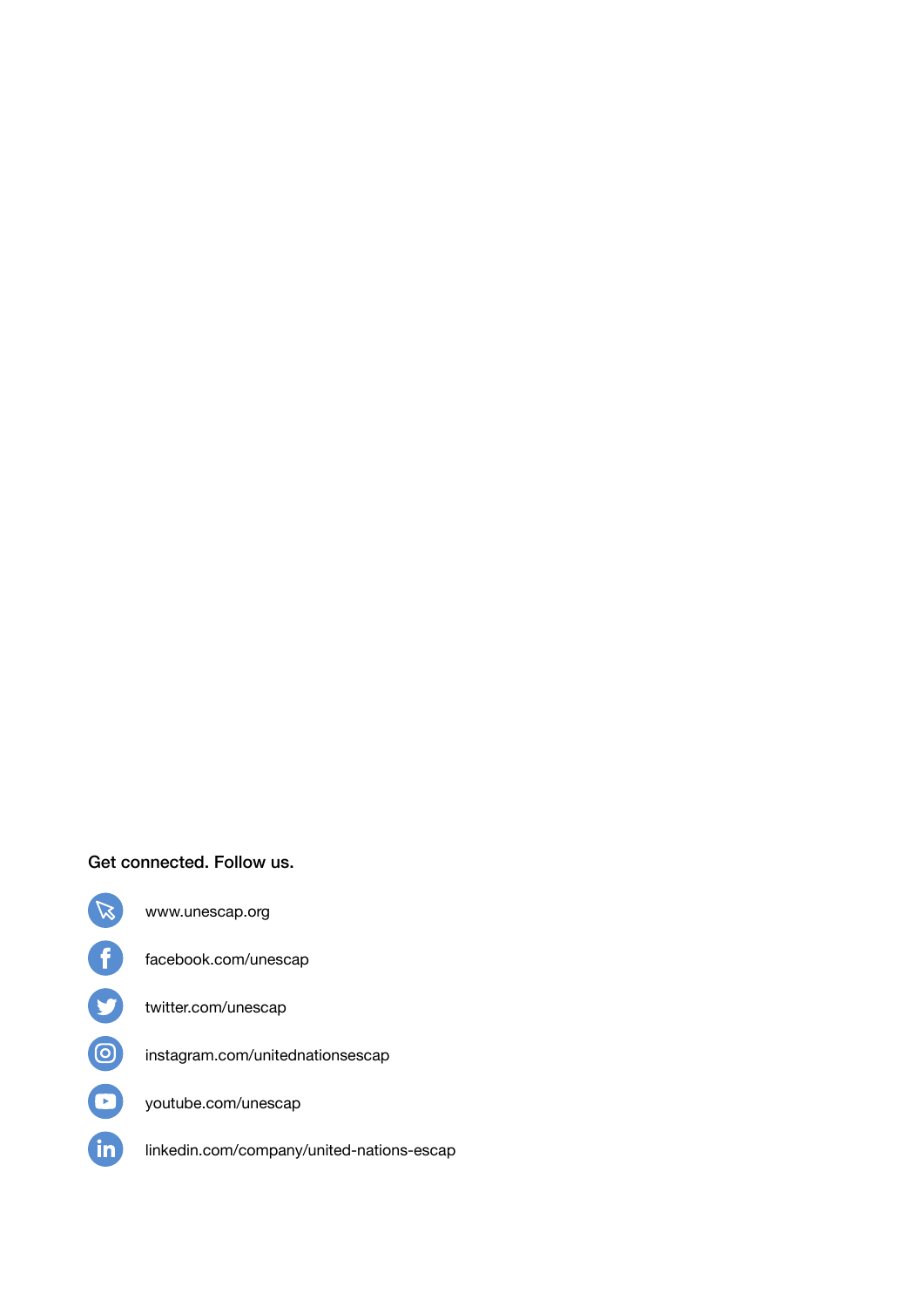**Get connected. Follow us.**

www.unescap.org

facebook.com/unescap

twitter.com/unescap

instagram.com/unitednationsescap

youtube.com/unescap

linkedin.com/company/united-nations-escap